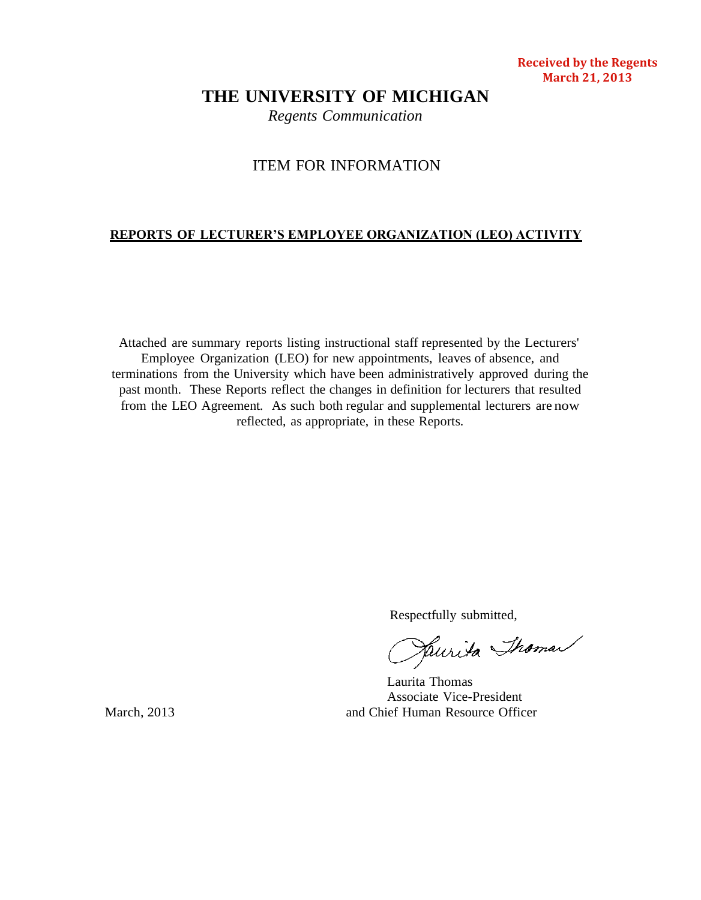**Received by the Regents**
**March 21, 2013**

# THE UNIVERSITY OF MICHIGAN

*Regents Communication*

## ITEM FOR INFORMATION

**REPORTS OF LECTURER'S EMPLOYEE ORGANIZATION (LEO) ACTIVITY**

Attached are summary reports listing instructional staff represented by the Lecturers' Employee Organization (LEO) for new appointments, leaves of absence, and terminations from the University which have been administratively approved during the past month. These Reports reflect the changes in definition for lecturers that resulted from the LEO Agreement. As such both regular and supplemental lecturers are now reflected, as appropriate, in these Reports.

Respectfully submitted,

Laurita Thomas
Associate Vice-President
and Chief Human Resource Officer

March, 2013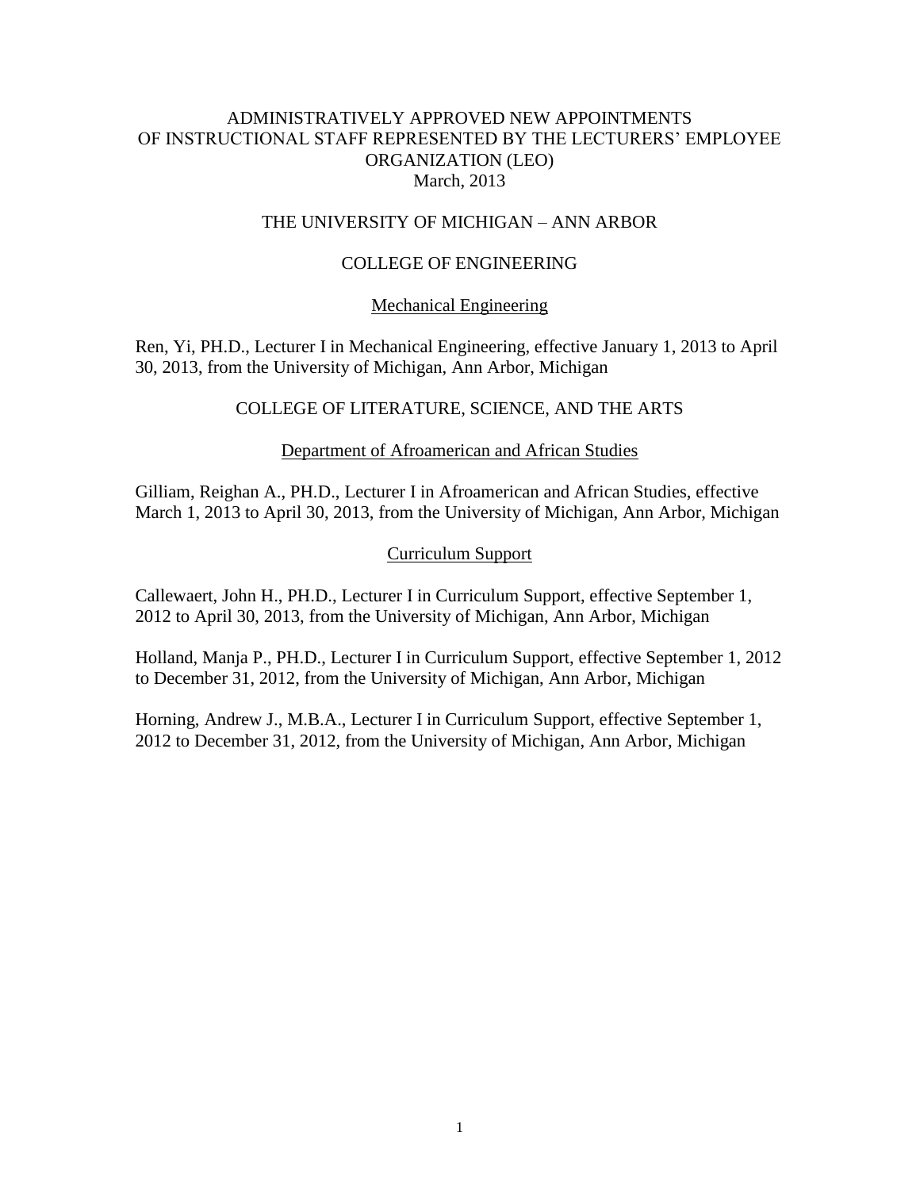# ADMINISTRATIVELY APPROVED NEW APPOINTMENTS OF INSTRUCTIONAL STAFF REPRESENTED BY THE LECTURERS' EMPLOYEE ORGANIZATION (LEO)

March, 2013

## THE UNIVERSITY OF MICHIGAN – ANN ARBOR

### COLLEGE OF ENGINEERING

#### Mechanical Engineering

Ren, Yi, PH.D., Lecturer I in Mechanical Engineering, effective January 1, 2013 to April 30, 2013, from the University of Michigan, Ann Arbor, Michigan

### COLLEGE OF LITERATURE, SCIENCE, AND THE ARTS

#### Department of Afroamerican and African Studies

Gilliam, Reighan A., PH.D., Lecturer I in Afroamerican and African Studies, effective March 1, 2013 to April 30, 2013, from the University of Michigan, Ann Arbor, Michigan

#### Curriculum Support

Callewaert, John H., PH.D., Lecturer I in Curriculum Support, effective September 1, 2012 to April 30, 2013, from the University of Michigan, Ann Arbor, Michigan

Holland, Manja P., PH.D., Lecturer I in Curriculum Support, effective September 1, 2012 to December 31, 2012, from the University of Michigan, Ann Arbor, Michigan

Horning, Andrew J., M.B.A., Lecturer I in Curriculum Support, effective September 1, 2012 to December 31, 2012, from the University of Michigan, Ann Arbor, Michigan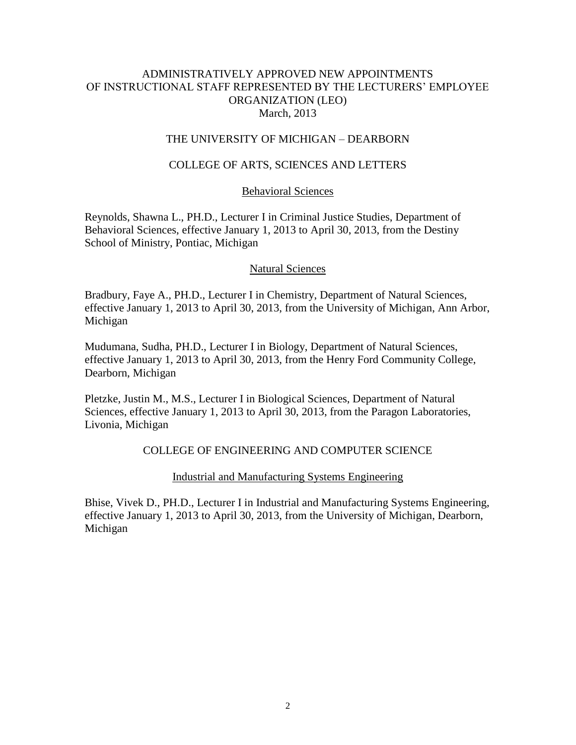# ADMINISTRATIVELY APPROVED NEW APPOINTMENTS OF INSTRUCTIONAL STAFF REPRESENTED BY THE LECTURERS' EMPLOYEE ORGANIZATION (LEO)

March, 2013

## THE UNIVERSITY OF MICHIGAN – DEARBORN

### COLLEGE OF ARTS, SCIENCES AND LETTERS

#### Behavioral Sciences

Reynolds, Shawna L., PH.D., Lecturer I in Criminal Justice Studies, Department of Behavioral Sciences, effective January 1, 2013 to April 30, 2013, from the Destiny School of Ministry, Pontiac, Michigan

#### Natural Sciences

Bradbury, Faye A., PH.D., Lecturer I in Chemistry, Department of Natural Sciences, effective January 1, 2013 to April 30, 2013, from the University of Michigan, Ann Arbor, Michigan

Mudumana, Sudha, PH.D., Lecturer I in Biology, Department of Natural Sciences, effective January 1, 2013 to April 30, 2013, from the Henry Ford Community College, Dearborn, Michigan

Pletzke, Justin M., M.S., Lecturer I in Biological Sciences, Department of Natural Sciences, effective January 1, 2013 to April 30, 2013, from the Paragon Laboratories, Livonia, Michigan

### COLLEGE OF ENGINEERING AND COMPUTER SCIENCE

#### Industrial and Manufacturing Systems Engineering

Bhise, Vivek D., PH.D., Lecturer I in Industrial and Manufacturing Systems Engineering, effective January 1, 2013 to April 30, 2013, from the University of Michigan, Dearborn, Michigan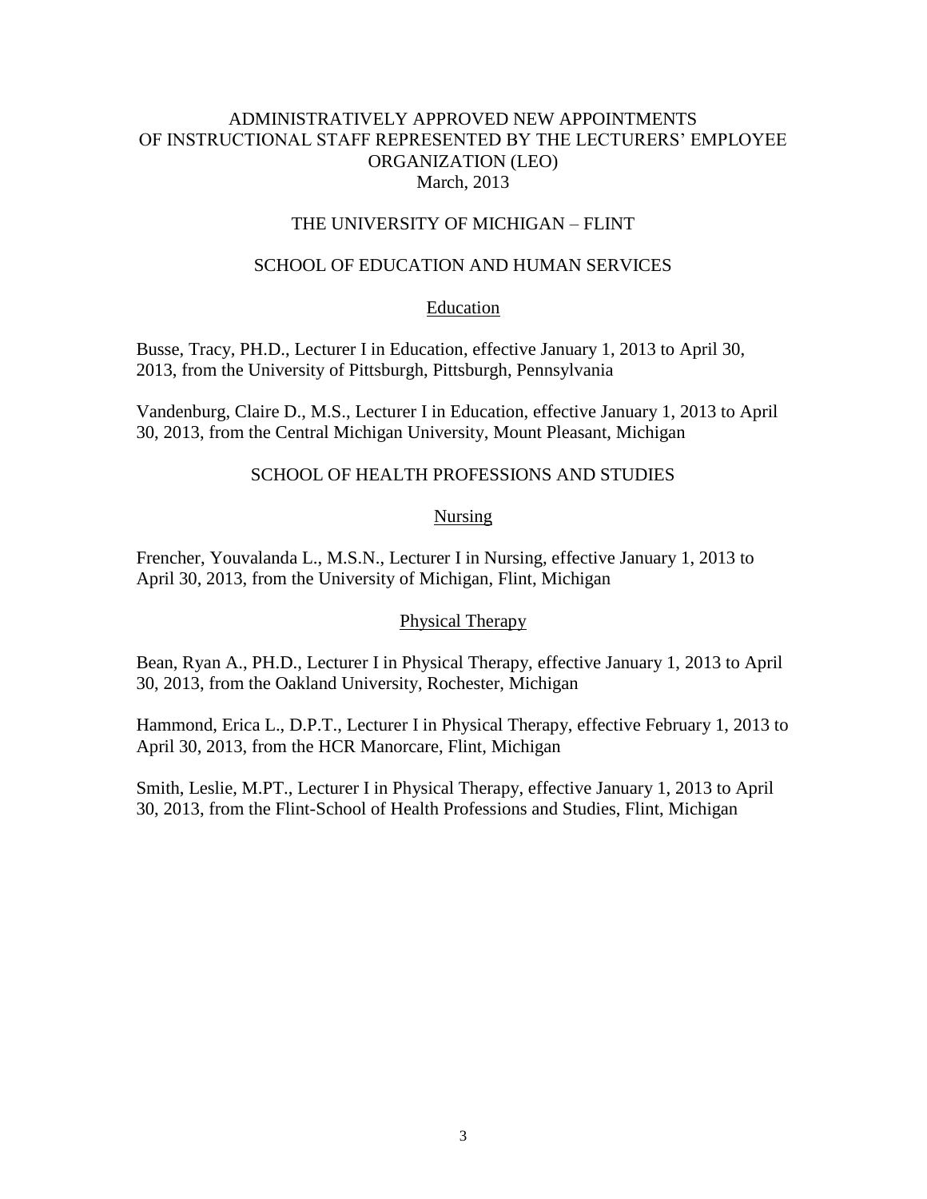# ADMINISTRATIVELY APPROVED NEW APPOINTMENTS OF INSTRUCTIONAL STAFF REPRESENTED BY THE LECTURERS' EMPLOYEE ORGANIZATION (LEO)

March, 2013

## THE UNIVERSITY OF MICHIGAN – FLINT

### SCHOOL OF EDUCATION AND HUMAN SERVICES

#### Education

Busse, Tracy, PH.D., Lecturer I in Education, effective January 1, 2013 to April 30, 2013, from the University of Pittsburgh, Pittsburgh, Pennsylvania

Vandenburg, Claire D., M.S., Lecturer I in Education, effective January 1, 2013 to April 30, 2013, from the Central Michigan University, Mount Pleasant, Michigan

### SCHOOL OF HEALTH PROFESSIONS AND STUDIES

#### Nursing

Frencher, Youvalanda L., M.S.N., Lecturer I in Nursing, effective January 1, 2013 to April 30, 2013, from the University of Michigan, Flint, Michigan

#### Physical Therapy

Bean, Ryan A., PH.D., Lecturer I in Physical Therapy, effective January 1, 2013 to April 30, 2013, from the Oakland University, Rochester, Michigan

Hammond, Erica L., D.P.T., Lecturer I in Physical Therapy, effective February 1, 2013 to April 30, 2013, from the HCR Manorcare, Flint, Michigan

Smith, Leslie, M.PT., Lecturer I in Physical Therapy, effective January 1, 2013 to April 30, 2013, from the Flint-School of Health Professions and Studies, Flint, Michigan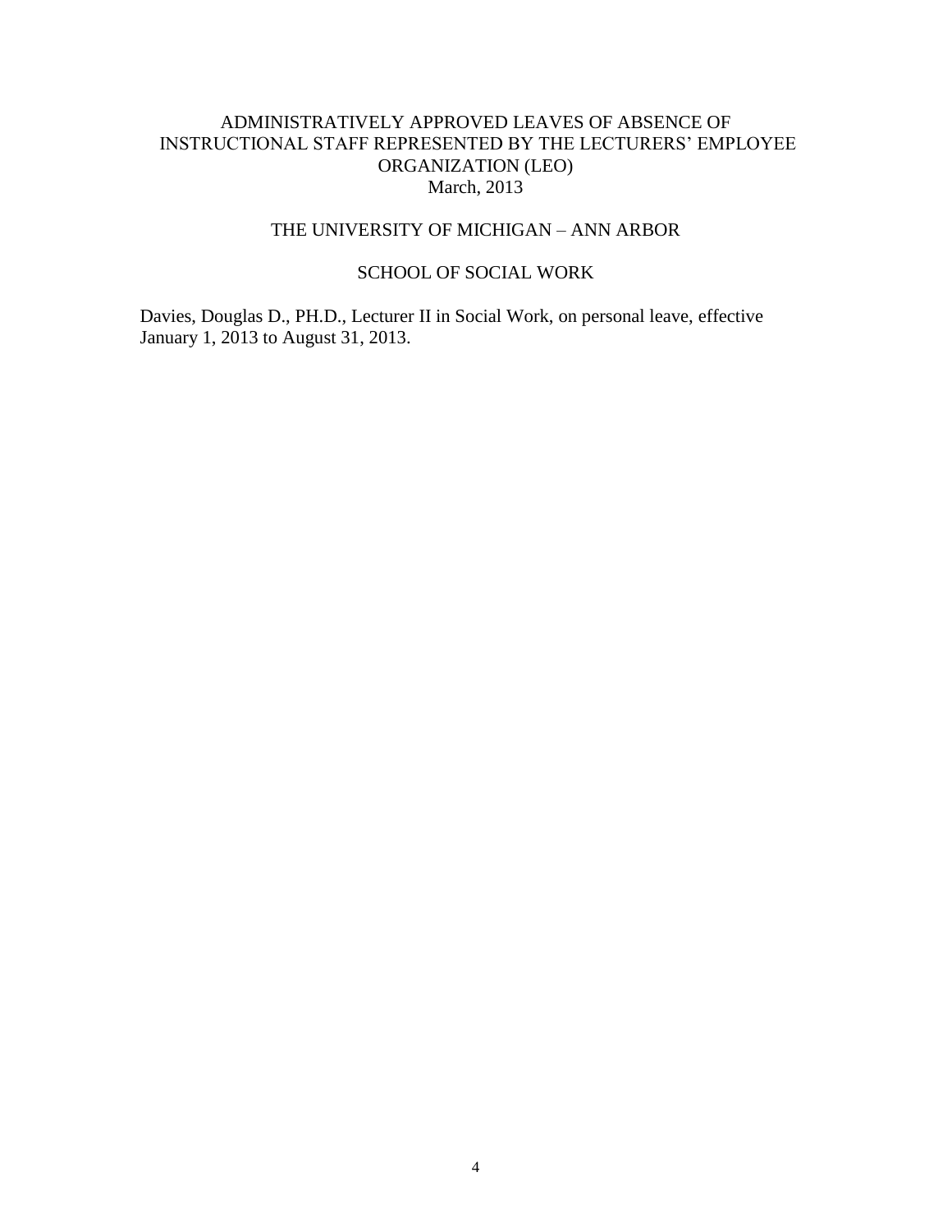# ADMINISTRATIVELY APPROVED LEAVES OF ABSENCE OF INSTRUCTIONAL STAFF REPRESENTED BY THE LECTURERS' EMPLOYEE ORGANIZATION (LEO)

March, 2013

## THE UNIVERSITY OF MICHIGAN – ANN ARBOR

### SCHOOL OF SOCIAL WORK

Davies, Douglas D., PH.D., Lecturer II in Social Work, on personal leave, effective January 1, 2013 to August 31, 2013.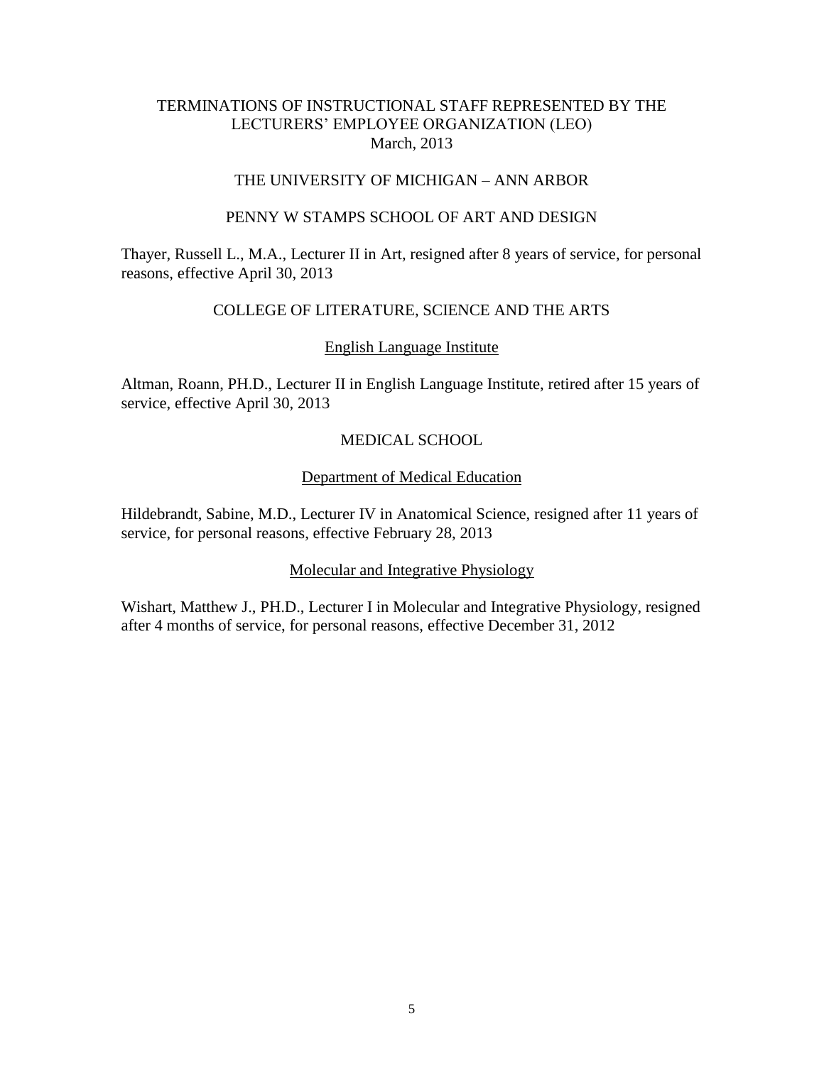# TERMINATIONS OF INSTRUCTIONAL STAFF REPRESENTED BY THE LECTURERS' EMPLOYEE ORGANIZATION (LEO)

March, 2013

## THE UNIVERSITY OF MICHIGAN – ANN ARBOR

### PENNY W STAMPS SCHOOL OF ART AND DESIGN

Thayer, Russell L., M.A., Lecturer II in Art, resigned after 8 years of service, for personal reasons, effective April 30, 2013

### COLLEGE OF LITERATURE, SCIENCE AND THE ARTS

#### English Language Institute

Altman, Roann, PH.D., Lecturer II in English Language Institute, retired after 15 years of service, effective April 30, 2013

### MEDICAL SCHOOL

#### Department of Medical Education

Hildebrandt, Sabine, M.D., Lecturer IV in Anatomical Science, resigned after 11 years of service, for personal reasons, effective February 28, 2013

#### Molecular and Integrative Physiology

Wishart, Matthew J., PH.D., Lecturer I in Molecular and Integrative Physiology, resigned after 4 months of service, for personal reasons, effective December 31, 2012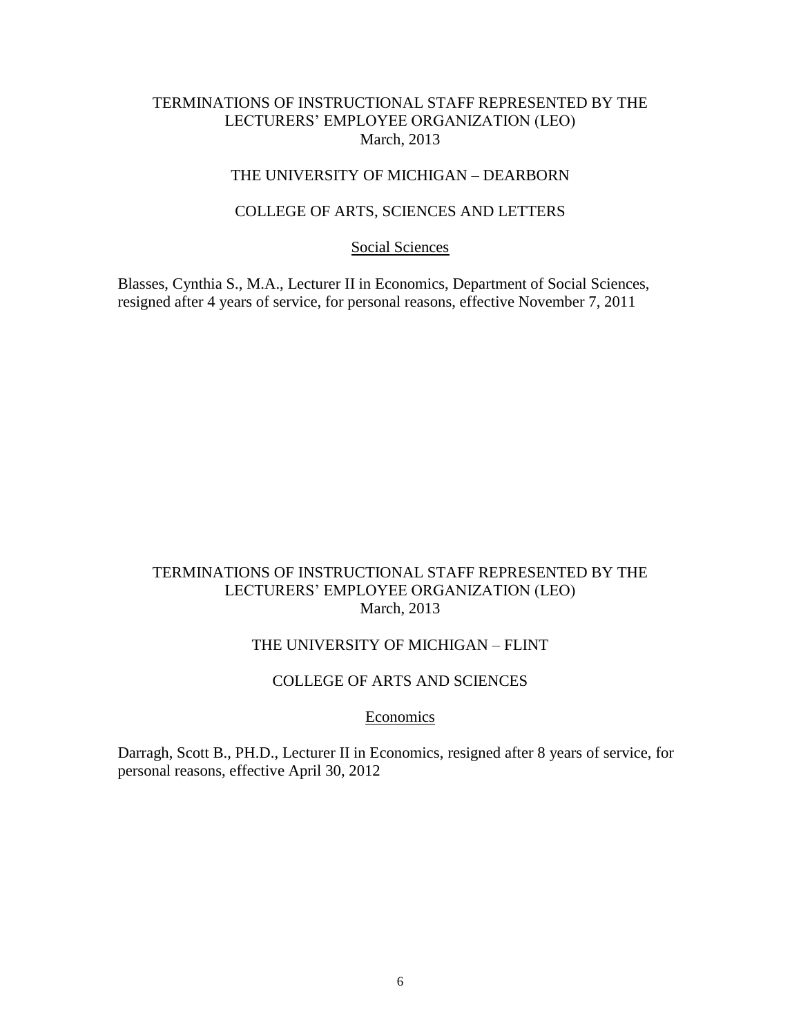TERMINATIONS OF INSTRUCTIONAL STAFF REPRESENTED BY THE LECTURERS' EMPLOYEE ORGANIZATION (LEO)
March, 2013

THE UNIVERSITY OF MICHIGAN – DEARBORN

COLLEGE OF ARTS, SCIENCES AND LETTERS

Social Sciences

Blasses, Cynthia S., M.A., Lecturer II in Economics, Department of Social Sciences, resigned after 4 years of service, for personal reasons, effective November 7, 2011

TERMINATIONS OF INSTRUCTIONAL STAFF REPRESENTED BY THE LECTURERS' EMPLOYEE ORGANIZATION (LEO)
March, 2013

THE UNIVERSITY OF MICHIGAN – FLINT

COLLEGE OF ARTS AND SCIENCES

Economics

Darragh, Scott B., PH.D., Lecturer II in Economics, resigned after 8 years of service, for personal reasons, effective April 30, 2012